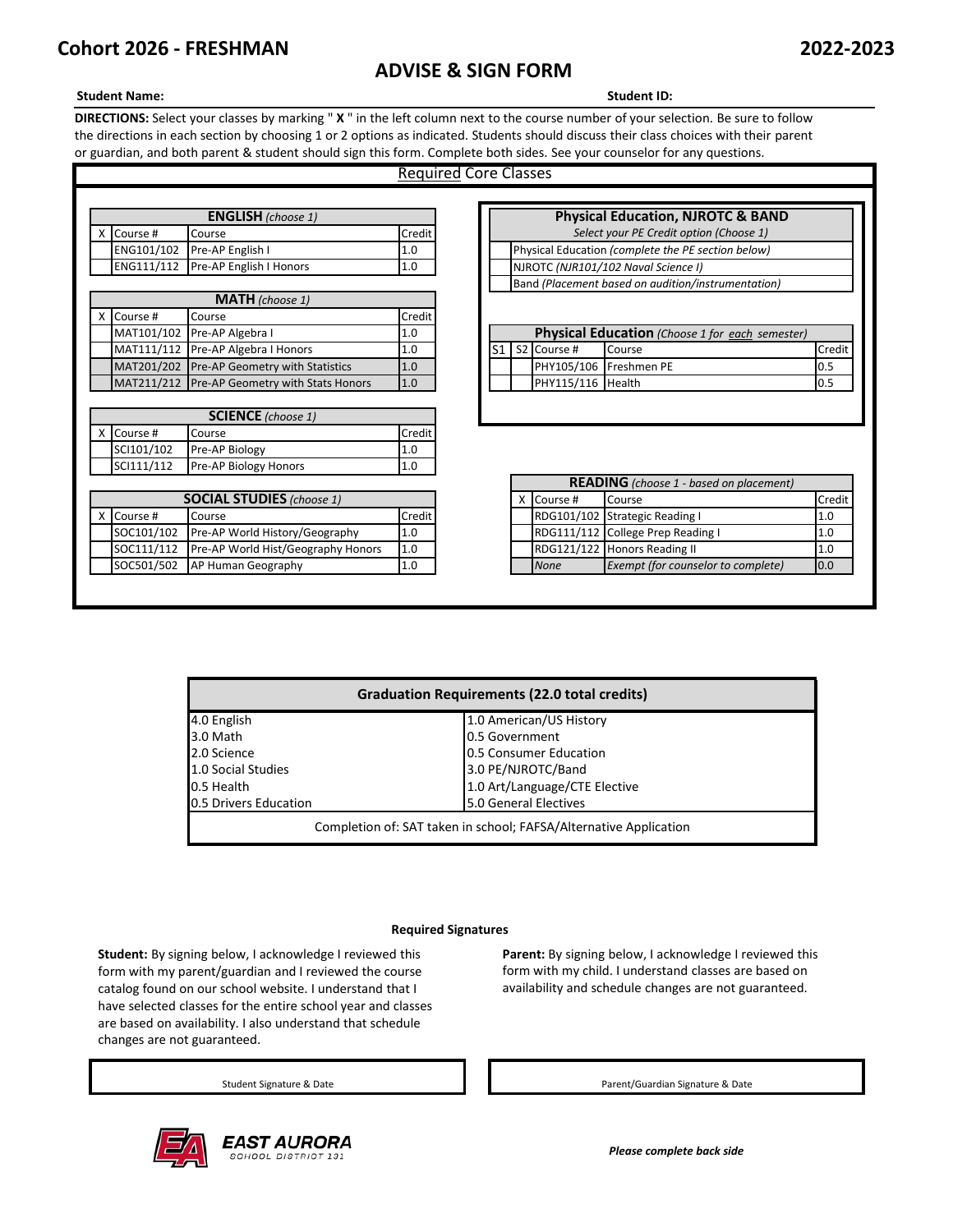# Cohort 2026 - FRESHMAN

# 2022-2023

## ADVISE & SIGN FORM

**Student Name:** **Student ID:**

**DIRECTIONS:** Select your classes by marking " **X** " in the left column next to the course number of your selection. Be sure to follow the directions in each section by choosing 1 or 2 options as indicated. Students should discuss their class choices with their parent or guardian, and both parent & student should sign this form. Complete both sides. See your counselor for any questions.

### Required Core Classes

| **ENGLISH** *(choose 1)* | | | |
|---|---|---|---|
| X | Course # | Course | Credit |
| | ENG101/102 | Pre-AP English I | 1.0 |
| | ENG111/112 | Pre-AP English I Honors | 1.0 |

| **MATH** *(choose 1)* | | | |
|---|---|---|---|
| X | Course # | Course | Credit |
| | MAT101/102 | Pre-AP Algebra I | 1.0 |
| | MAT111/112 | Pre-AP Algebra I Honors | 1.0 |
| | MAT201/202 | Pre-AP Geometry with Statistics | 1.0 |
| | MAT211/212 | Pre-AP Geometry with Stats Honors | 1.0 |

| **SCIENCE** *(choose 1)* | | | |
|---|---|---|---|
| X | Course # | Course | Credit |
| | SCI101/102 | Pre-AP Biology | 1.0 |
| | SCI111/112 | Pre-AP Biology Honors | 1.0 |

| **SOCIAL STUDIES** *(choose 1)* | | | |
|---|---|---|---|
| X | Course # | Course | Credit |
| | SOC101/102 | Pre-AP World History/Geography | 1.0 |
| | SOC111/112 | Pre-AP World Hist/Geography Honors | 1.0 |
| | SOC501/502 | AP Human Geography | 1.0 |

| **Physical Education, NJROTC & BAND** *Select your PE Credit option (Choose 1)* | |
|---|---|
| | Physical Education *(complete the PE section below)* |
| | NJROTC *(NJR101/102 Naval Science I)* |
| | Band *(Placement based on audition/instrumentation)* |

| **Physical Education** *(Choose 1 for each semester)* | | | | |
|---|---|---|---|---|
| S1 | S2 | Course # | Course | Credit |
| | | PHY105/106 | Freshmen PE | 0.5 |
| | | PHY115/116 | Health | 0.5 |

| **READING** *(choose 1 - based on placement)* | | | |
|---|---|---|---|
| X | Course # | Course | Credit |
| | RDG101/102 | Strategic Reading I | 1.0 |
| | RDG111/112 | College Prep Reading I | 1.0 |
| | RDG121/122 | Honors Reading II | 1.0 |
| | *None* | *Exempt (for counselor to complete)* | 0.0 |

| **Graduation Requirements (22.0 total credits)** | |
|---|---|
| 4.0 English | 1.0 American/US History |
| 3.0 Math | 0.5 Government |
| 2.0 Science | 0.5 Consumer Education |
| 1.0 Social Studies | 3.0 PE/NJROTC/Band |
| 0.5 Health | 1.0 Art/Language/CTE Elective |
| 0.5 Drivers Education | 5.0 General Electives |
| Completion of: SAT taken in school; FAFSA/Alternative Application | |

**Required Signatures**

**Student:** By signing below, I acknowledge I reviewed this form with my parent/guardian and I reviewed the course catalog found on our school website. I understand that I have selected classes for the entire school year and classes are based on availability. I also understand that schedule changes are not guaranteed.

**Parent:** By signing below, I acknowledge I reviewed this form with my child. I understand classes are based on availability and schedule changes are not guaranteed.

Student Signature & Date

Parent/Guardian Signature & Date

EAST AURORA SCHOOL DISTRICT 131

***Please complete back side***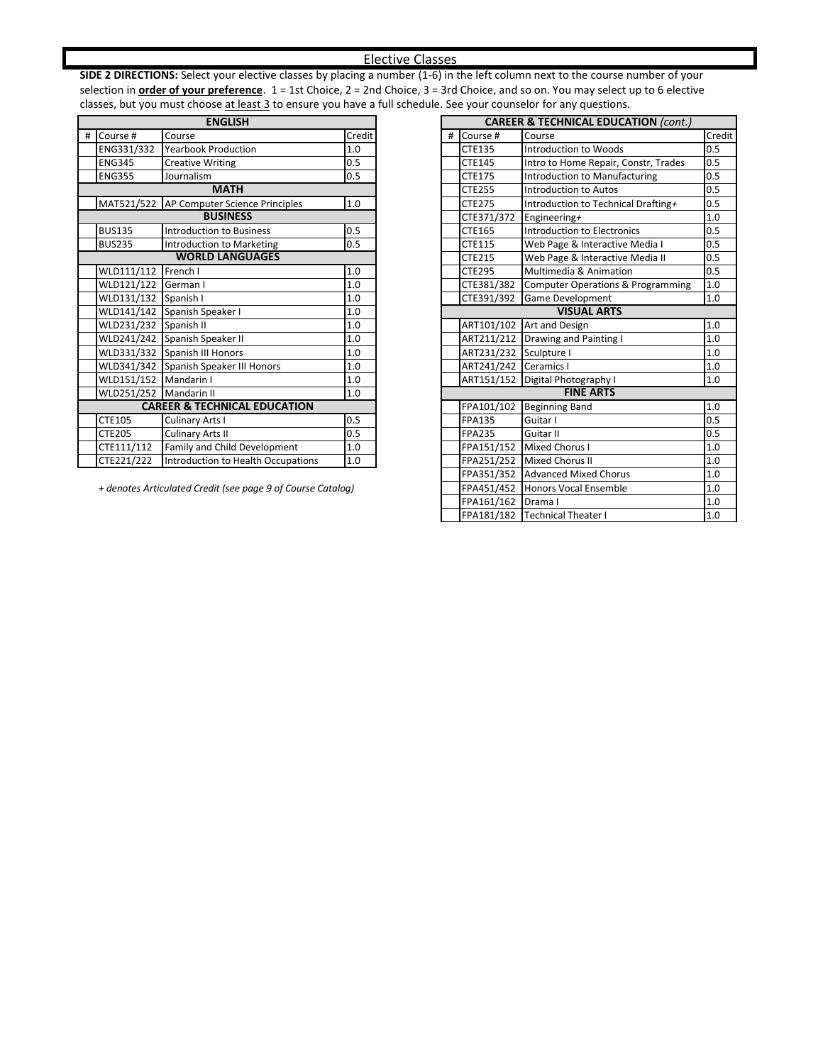## Elective Classes

**SIDE 2 DIRECTIONS:** Select your elective classes by placing a number (1-6) in the left column next to the course number of your selection in **order of your preference**. 1 = 1st Choice, 2 = 2nd Choice, 3 = 3rd Choice, and so on. You may select up to 6 elective classes, but you must choose at least 3 to ensure you have a full schedule. See your counselor for any questions.

| # | Course # | Course | Credit |
|---|---|---|---|
| | | **ENGLISH** | |
| | ENG331/332 | Yearbook Production | 1.0 |
| | ENG345 | Creative Writing | 0.5 |
| | ENG355 | Journalism | 0.5 |
| | | **MATH** | |
| | MAT521/522 | AP Computer Science Principles | 1.0 |
| | | **BUSINESS** | |
| | BUS135 | Introduction to Business | 0.5 |
| | BUS235 | Introduction to Marketing | 0.5 |
| | | **WORLD LANGUAGES** | |
| | WLD111/112 | French I | 1.0 |
| | WLD121/122 | German I | 1.0 |
| | WLD131/132 | Spanish I | 1.0 |
| | WLD141/142 | Spanish Speaker I | 1.0 |
| | WLD231/232 | Spanish II | 1.0 |
| | WLD241/242 | Spanish Speaker II | 1.0 |
| | WLD331/332 | Spanish III Honors | 1.0 |
| | WLD341/342 | Spanish Speaker III Honors | 1.0 |
| | WLD151/152 | Mandarin I | 1.0 |
| | WLD251/252 | Mandarin II | 1.0 |
| | | **CAREER & TECHNICAL EDUCATION** | |
| | CTE105 | Culinary Arts I | 0.5 |
| | CTE205 | Culinary Arts II | 0.5 |
| | CTE111/112 | Family and Child Development | 1.0 |
| | CTE221/222 | Introduction to Health Occupations | 1.0 |

*+ denotes Articulated Credit (see page 9 of Course Catalog)*

| # | Course # | Course | Credit |
|---|---|---|---|
| | | **CAREER & TECHNICAL EDUCATION** *(cont.)* | |
| | CTE135 | Introduction to Woods | 0.5 |
| | CTE145 | Intro to Home Repair, Constr, Trades | 0.5 |
| | CTE175 | Introduction to Manufacturing | 0.5 |
| | CTE255 | Introduction to Autos | 0.5 |
| | CTE275 | Introduction to Technical Drafting+ | 0.5 |
| | CTE371/372 | Engineering+ | 1.0 |
| | CTE165 | Introduction to Electronics | 0.5 |
| | CTE115 | Web Page & Interactive Media I | 0.5 |
| | CTE215 | Web Page & Interactive Media II | 0.5 |
| | CTE295 | Multimedia & Animation | 0.5 |
| | CTE381/382 | Computer Operations & Programming | 1.0 |
| | CTE391/392 | Game Development | 1.0 |
| | | **VISUAL ARTS** | |
| | ART101/102 | Art and Design | 1.0 |
| | ART211/212 | Drawing and Painting I | 1.0 |
| | ART231/232 | Sculpture I | 1.0 |
| | ART241/242 | Ceramics I | 1.0 |
| | ART151/152 | Digital Photography I | 1.0 |
| | | **FINE ARTS** | |
| | FPA101/102 | Beginning Band | 1.0 |
| | FPA135 | Guitar I | 0.5 |
| | FPA235 | Guitar II | 0.5 |
| | FPA151/152 | Mixed Chorus I | 1.0 |
| | FPA251/252 | Mixed Chorus II | 1.0 |
| | FPA351/352 | Advanced Mixed Chorus | 1.0 |
| | FPA451/452 | Honors Vocal Ensemble | 1.0 |
| | FPA161/162 | Drama I | 1.0 |
| | FPA181/182 | Technical Theater I | 1.0 |